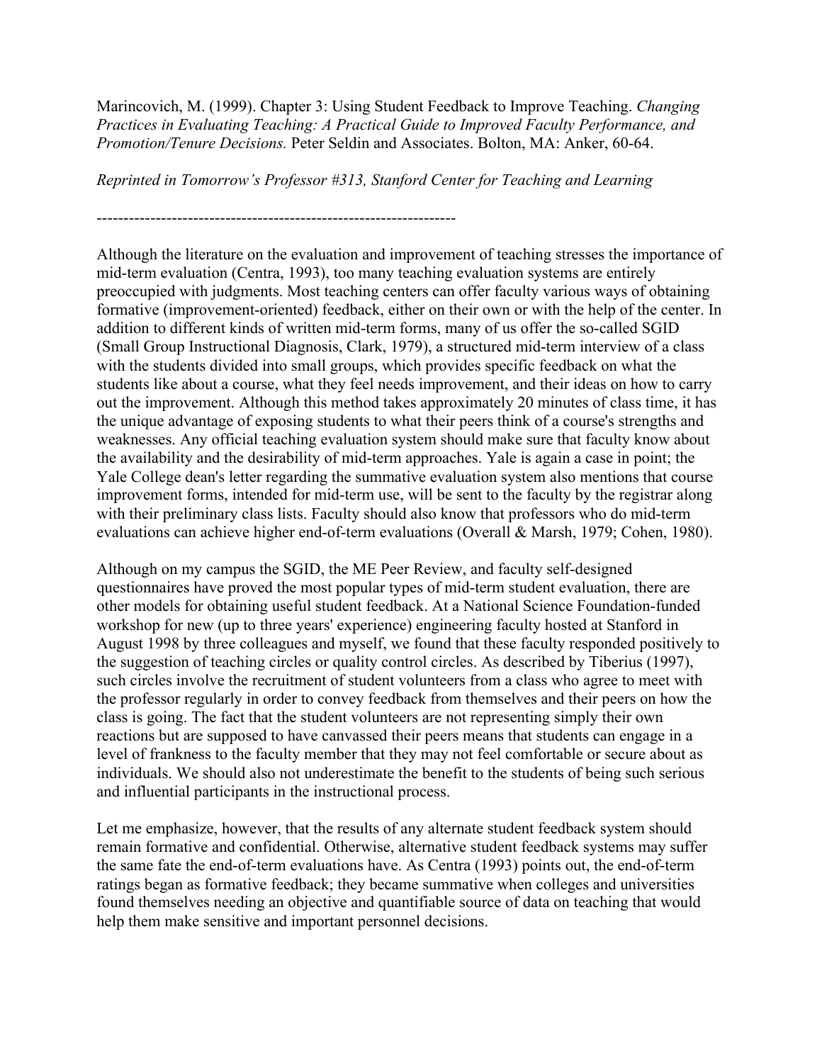Marincovich, M. (1999). Chapter 3: Using Student Feedback to Improve Teaching. *Changing Practices in Evaluating Teaching: A Practical Guide to Improved Faculty Performance, and Promotion/Tenure Decisions.* Peter Seldin and Associates. Bolton, MA: Anker, 60-64.

*Reprinted in Tomorrow's Professor #313, Stanford Center for Teaching and Learning*

---

Although the literature on the evaluation and improvement of teaching stresses the importance of mid-term evaluation (Centra, 1993), too many teaching evaluation systems are entirely preoccupied with judgments. Most teaching centers can offer faculty various ways of obtaining formative (improvement-oriented) feedback, either on their own or with the help of the center. In addition to different kinds of written mid-term forms, many of us offer the so-called SGID (Small Group Instructional Diagnosis, Clark, 1979), a structured mid-term interview of a class with the students divided into small groups, which provides specific feedback on what the students like about a course, what they feel needs improvement, and their ideas on how to carry out the improvement. Although this method takes approximately 20 minutes of class time, it has the unique advantage of exposing students to what their peers think of a course's strengths and weaknesses. Any official teaching evaluation system should make sure that faculty know about the availability and the desirability of mid-term approaches. Yale is again a case in point; the Yale College dean's letter regarding the summative evaluation system also mentions that course improvement forms, intended for mid-term use, will be sent to the faculty by the registrar along with their preliminary class lists. Faculty should also know that professors who do mid-term evaluations can achieve higher end-of-term evaluations (Overall & Marsh, 1979; Cohen, 1980).

Although on my campus the SGID, the ME Peer Review, and faculty self-designed questionnaires have proved the most popular types of mid-term student evaluation, there are other models for obtaining useful student feedback. At a National Science Foundation-funded workshop for new (up to three years' experience) engineering faculty hosted at Stanford in August 1998 by three colleagues and myself, we found that these faculty responded positively to the suggestion of teaching circles or quality control circles. As described by Tiberius (1997), such circles involve the recruitment of student volunteers from a class who agree to meet with the professor regularly in order to convey feedback from themselves and their peers on how the class is going. The fact that the student volunteers are not representing simply their own reactions but are supposed to have canvassed their peers means that students can engage in a level of frankness to the faculty member that they may not feel comfortable or secure about as individuals. We should also not underestimate the benefit to the students of being such serious and influential participants in the instructional process.

Let me emphasize, however, that the results of any alternate student feedback system should remain formative and confidential. Otherwise, alternative student feedback systems may suffer the same fate the end-of-term evaluations have. As Centra (1993) points out, the end-of-term ratings began as formative feedback; they became summative when colleges and universities found themselves needing an objective and quantifiable source of data on teaching that would help them make sensitive and important personnel decisions.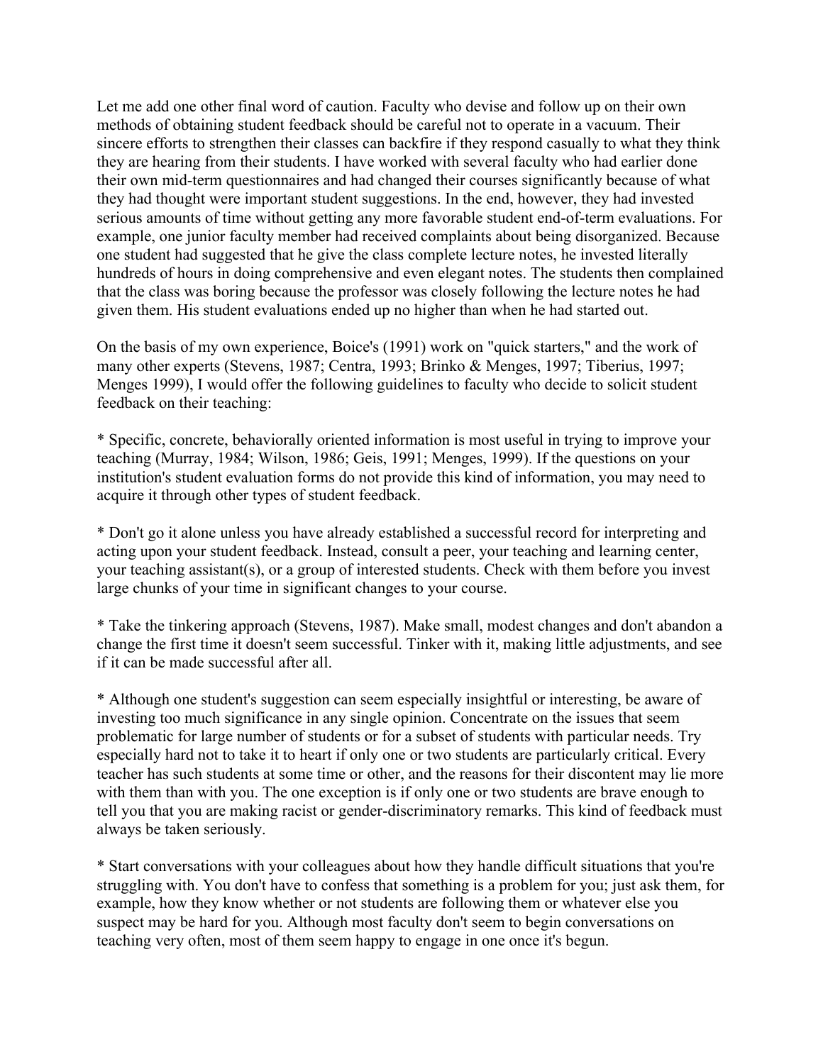Let me add one other final word of caution. Faculty who devise and follow up on their own methods of obtaining student feedback should be careful not to operate in a vacuum. Their sincere efforts to strengthen their classes can backfire if they respond casually to what they think they are hearing from their students. I have worked with several faculty who had earlier done their own mid-term questionnaires and had changed their courses significantly because of what they had thought were important student suggestions. In the end, however, they had invested serious amounts of time without getting any more favorable student end-of-term evaluations. For example, one junior faculty member had received complaints about being disorganized. Because one student had suggested that he give the class complete lecture notes, he invested literally hundreds of hours in doing comprehensive and even elegant notes. The students then complained that the class was boring because the professor was closely following the lecture notes he had given them. His student evaluations ended up no higher than when he had started out.

On the basis of my own experience, Boice's (1991) work on "quick starters," and the work of many other experts (Stevens, 1987; Centra, 1993; Brinko & Menges, 1997; Tiberius, 1997; Menges 1999), I would offer the following guidelines to faculty who decide to solicit student feedback on their teaching:

* Specific, concrete, behaviorally oriented information is most useful in trying to improve your teaching (Murray, 1984; Wilson, 1986; Geis, 1991; Menges, 1999). If the questions on your institution's student evaluation forms do not provide this kind of information, you may need to acquire it through other types of student feedback.

* Don't go it alone unless you have already established a successful record for interpreting and acting upon your student feedback. Instead, consult a peer, your teaching and learning center, your teaching assistant(s), or a group of interested students. Check with them before you invest large chunks of your time in significant changes to your course.

* Take the tinkering approach (Stevens, 1987). Make small, modest changes and don't abandon a change the first time it doesn't seem successful. Tinker with it, making little adjustments, and see if it can be made successful after all.

* Although one student's suggestion can seem especially insightful or interesting, be aware of investing too much significance in any single opinion. Concentrate on the issues that seem problematic for large number of students or for a subset of students with particular needs. Try especially hard not to take it to heart if only one or two students are particularly critical. Every teacher has such students at some time or other, and the reasons for their discontent may lie more with them than with you. The one exception is if only one or two students are brave enough to tell you that you are making racist or gender-discriminatory remarks. This kind of feedback must always be taken seriously.

* Start conversations with your colleagues about how they handle difficult situations that you're struggling with. You don't have to confess that something is a problem for you; just ask them, for example, how they know whether or not students are following them or whatever else you suspect may be hard for you. Although most faculty don't seem to begin conversations on teaching very often, most of them seem happy to engage in one once it's begun.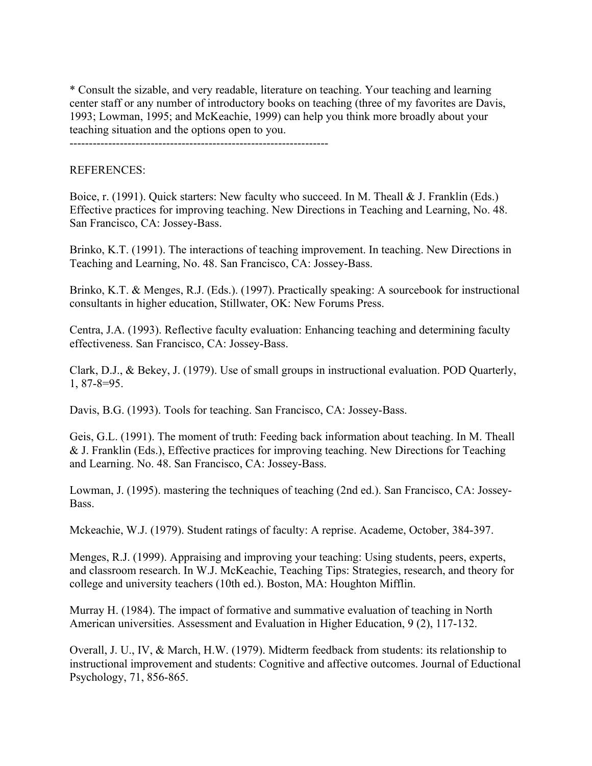* Consult the sizable, and very readable, literature on teaching. Your teaching and learning center staff or any number of introductory books on teaching (three of my favorites are Davis, 1993; Lowman, 1995; and McKeachie, 1999) can help you think more broadly about your teaching situation and the options open to you.

------------------------------------------------------------------

REFERENCES:

Boice, r. (1991). Quick starters: New faculty who succeed. In M. Theall & J. Franklin (Eds.) Effective practices for improving teaching. New Directions in Teaching and Learning, No. 48. San Francisco, CA: Jossey-Bass.

Brinko, K.T. (1991). The interactions of teaching improvement. In teaching. New Directions in Teaching and Learning, No. 48. San Francisco, CA: Jossey-Bass.

Brinko, K.T. & Menges, R.J. (Eds.). (1997). Practically speaking: A sourcebook for instructional consultants in higher education, Stillwater, OK: New Forums Press.

Centra, J.A. (1993). Reflective faculty evaluation: Enhancing teaching and determining faculty effectiveness. San Francisco, CA: Jossey-Bass.

Clark, D.J., & Bekey, J. (1979). Use of small groups in instructional evaluation. POD Quarterly, 1, 87-8=95.

Davis, B.G. (1993). Tools for teaching. San Francisco, CA: Jossey-Bass.

Geis, G.L. (1991). The moment of truth: Feeding back information about teaching. In M. Theall & J. Franklin (Eds.), Effective practices for improving teaching. New Directions for Teaching and Learning. No. 48. San Francisco, CA: Jossey-Bass.

Lowman, J. (1995). mastering the techniques of teaching (2nd ed.). San Francisco, CA: Jossey-Bass.

Mckeachie, W.J. (1979). Student ratings of faculty: A reprise. Academe, October, 384-397.

Menges, R.J. (1999). Appraising and improving your teaching: Using students, peers, experts, and classroom research. In W.J. McKeachie, Teaching Tips: Strategies, research, and theory for college and university teachers (10th ed.). Boston, MA: Houghton Mifflin.

Murray H. (1984). The impact of formative and summative evaluation of teaching in North American universities. Assessment and Evaluation in Higher Education, 9 (2), 117-132.

Overall, J. U., IV, & March, H.W. (1979). Midterm feedback from students: its relationship to instructional improvement and students: Cognitive and affective outcomes. Journal of Eductional Psychology, 71, 856-865.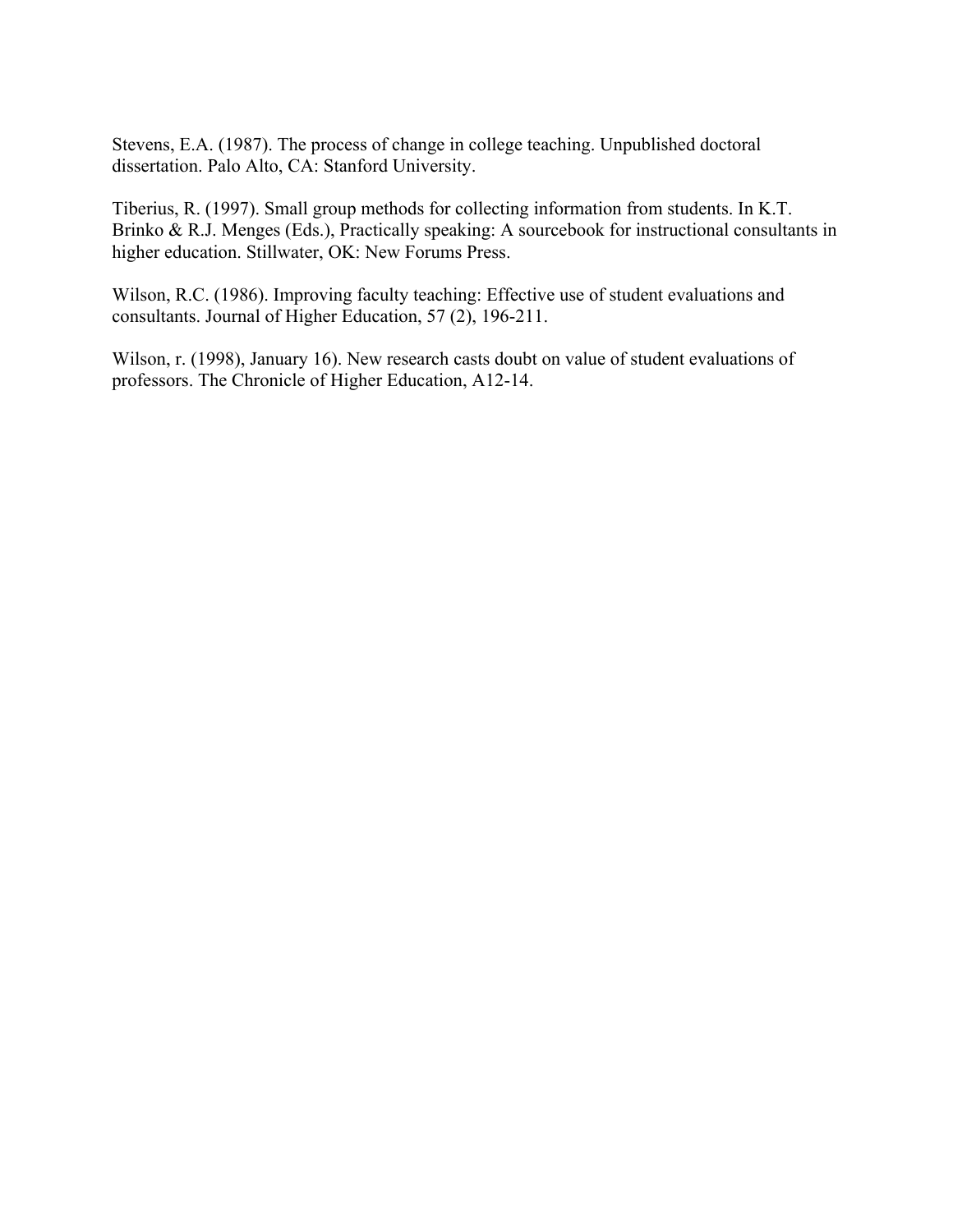Stevens, E.A. (1987). The process of change in college teaching. Unpublished doctoral dissertation. Palo Alto, CA: Stanford University.

Tiberius, R. (1997). Small group methods for collecting information from students. In K.T. Brinko & R.J. Menges (Eds.), Practically speaking: A sourcebook for instructional consultants in higher education. Stillwater, OK: New Forums Press.

Wilson, R.C. (1986). Improving faculty teaching: Effective use of student evaluations and consultants. Journal of Higher Education, 57 (2), 196-211.

Wilson, r. (1998), January 16). New research casts doubt on value of student evaluations of professors. The Chronicle of Higher Education, A12-14.